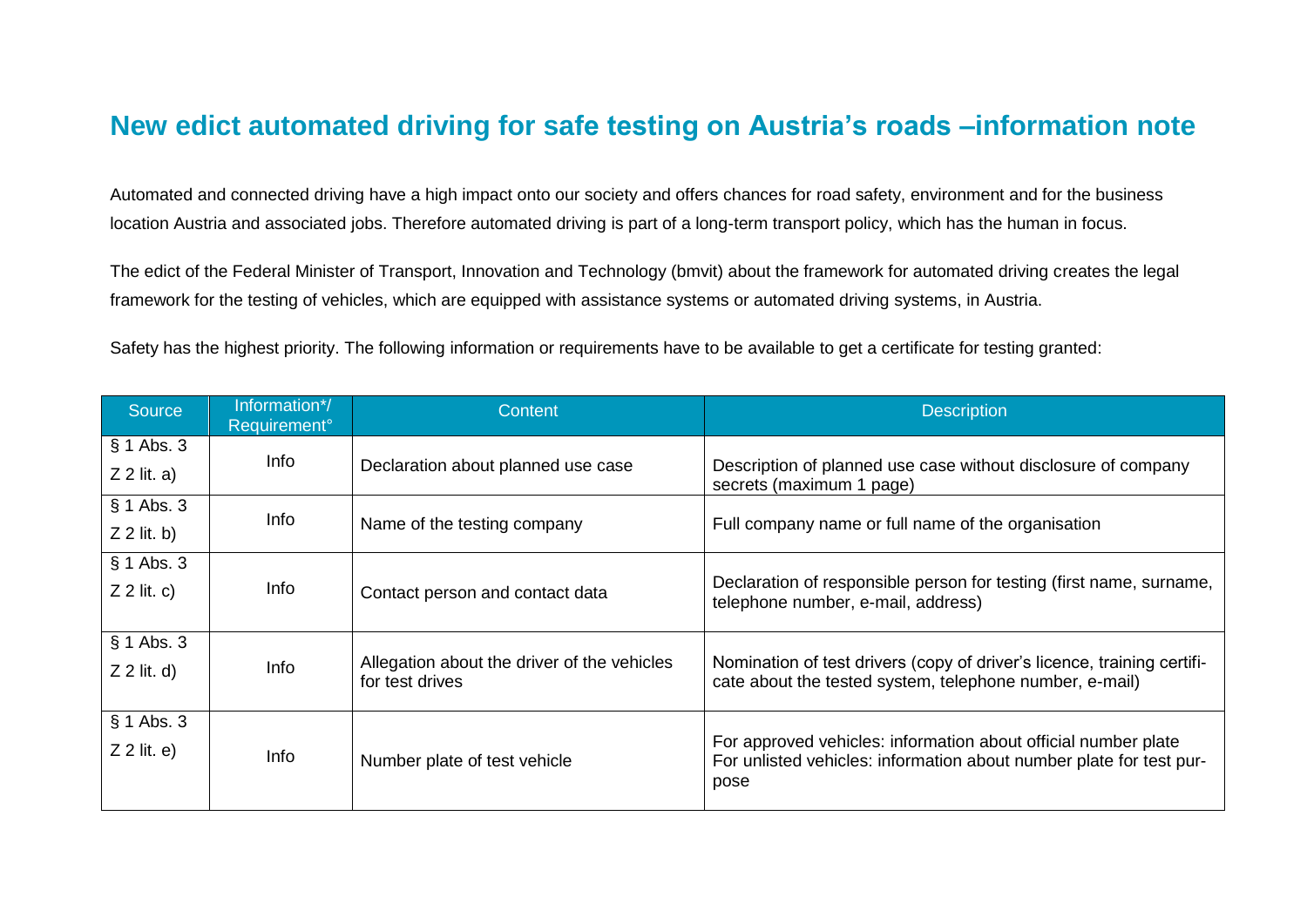# New edict automated driving for safe testing on Austria's roads –information note

Automated and connected driving have a high impact onto our society and offers chances for road safety, environment and for the business location Austria and associated jobs. Therefore automated driving is part of a long-term transport policy, which has the human in focus.

The edict of the Federal Minister of Transport, Innovation and Technology (bmvit) about the framework for automated driving creates the legal framework for the testing of vehicles, which are equipped with assistance systems or automated driving systems, in Austria.

Safety has the highest priority. The following information or requirements have to be available to get a certificate for testing granted:

| Source | Information*/ Requirement° | Content | Description |
|---|---|---|---|
| § 1 Abs. 3 Z 2 lit. a) | Info | Declaration about planned use case | Description of planned use case without disclosure of company secrets (maximum 1 page) |
| § 1 Abs. 3 Z 2 lit. b) | Info | Name of the testing company | Full company name or full name of the organisation |
| § 1 Abs. 3 Z 2 lit. c) | Info | Contact person and contact data | Declaration of responsible person for testing (first name, surname, telephone number, e-mail, address) |
| § 1 Abs. 3 Z 2 lit. d) | Info | Allegation about the driver of the vehicles for test drives | Nomination of test drivers (copy of driver's licence, training certificate about the tested system, telephone number, e-mail) |
| § 1 Abs. 3 Z 2 lit. e) | Info | Number plate of test vehicle | For approved vehicles: information about official number plate<br>For unlisted vehicles: information about number plate for test purpose |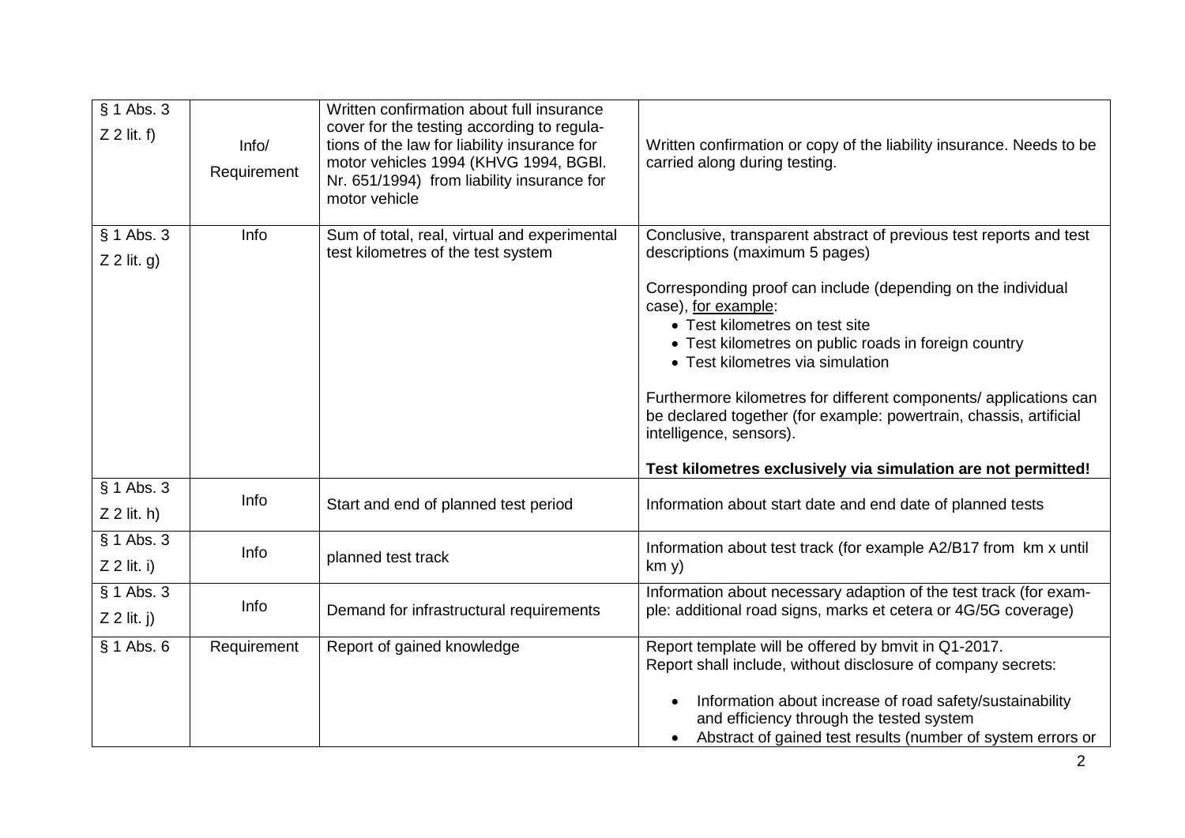| § 1 Abs. 3 Z 2 lit. f) | Info/ Requirement | Written confirmation about full insurance cover for the testing according to regulations of the law for liability insurance for motor vehicles 1994 (KHVG 1994, BGBl. Nr. 651/1994) from liability insurance for motor vehicle | Written confirmation or copy of the liability insurance. Needs to be carried along during testing. |
|---|---|---|---|
| § 1 Abs. 3 Z 2 lit. g) | Info | Sum of total, real, virtual and experimental test kilometres of the test system | Conclusive, transparent abstract of previous test reports and test descriptions (maximum 5 pages)<br><br>Corresponding proof can include (depending on the individual case), for example:<br>• Test kilometres on test site<br>• Test kilometres on public roads in foreign country<br>• Test kilometres via simulation<br><br>Furthermore kilometres for different components/ applications can be declared together (for example: powertrain, chassis, artificial intelligence, sensors).<br><br>**Test kilometres exclusively via simulation are not permitted!** |
| § 1 Abs. 3 Z 2 lit. h) | Info | Start and end of planned test period | Information about start date and end date of planned tests |
| § 1 Abs. 3 Z 2 lit. i) | Info | planned test track | Information about test track (for example A2/B17 from km x until km y) |
| § 1 Abs. 3 Z 2 lit. j) | Info | Demand for infrastructural requirements | Information about necessary adaption of the test track (for example: additional road signs, marks et cetera or 4G/5G coverage) |
| § 1 Abs. 6 | Requirement | Report of gained knowledge | Report template will be offered by bmvit in Q1-2017.<br>Report shall include, without disclosure of company secrets:<br><br>• Information about increase of road safety/sustainability and efficiency through the tested system<br>• Abstract of gained test results (number of system errors or |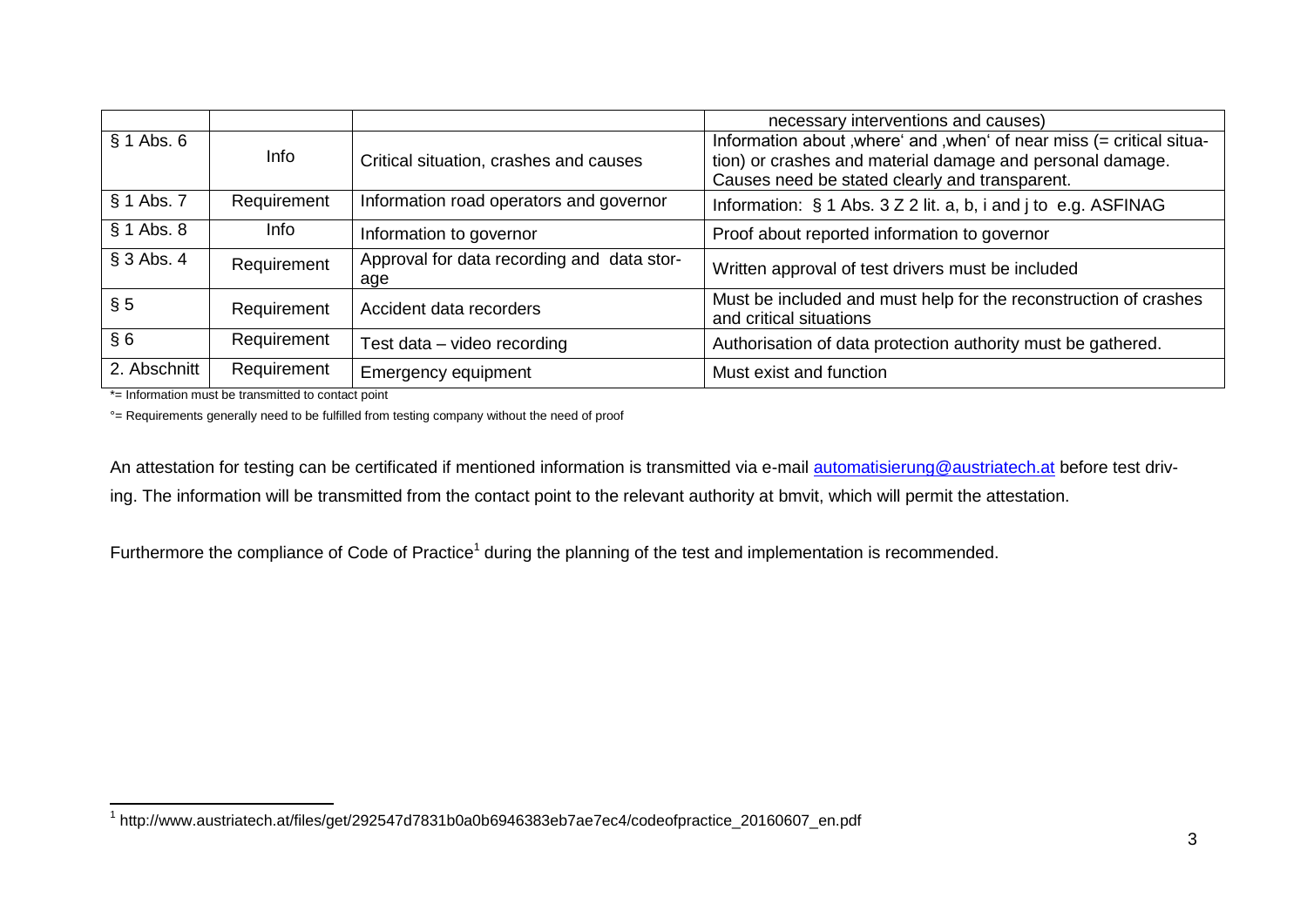| | | | |
|---|---|---|---|
| | | | necessary interventions and causes) |
| § 1 Abs. 6 | Info | Critical situation, crashes and causes | Information about ‚where' and ‚when' of near miss (= critical situation) or crashes and material damage and personal damage. Causes need be stated clearly and transparent. |
| § 1 Abs. 7 | Requirement | Information road operators and governor | Information: § 1 Abs. 3 Z 2 lit. a, b, i and j to e.g. ASFINAG |
| § 1 Abs. 8 | Info | Information to governor | Proof about reported information to governor |
| § 3 Abs. 4 | Requirement | Approval for data recording and data storage | Written approval of test drivers must be included |
| § 5 | Requirement | Accident data recorders | Must be included and must help for the reconstruction of crashes and critical situations |
| § 6 | Requirement | Test data – video recording | Authorisation of data protection authority must be gathered. |
| 2. Abschnitt | Requirement | Emergency equipment | Must exist and function |

*= Information must be transmitted to contact point

°= Requirements generally need to be fulfilled from testing company without the need of proof

An attestation for testing can be certificated if mentioned information is transmitted via e-mail automatisierung@austriatech.at before test driving. The information will be transmitted from the contact point to the relevant authority at bmvit, which will permit the attestation.

Furthermore the compliance of Code of Practice[1] during the planning of the test and implementation is recommended.

[1] http://www.austriatech.at/files/get/292547d7831b0a0b6946383eb7ae7ec4/codeofpractice_20160607_en.pdf